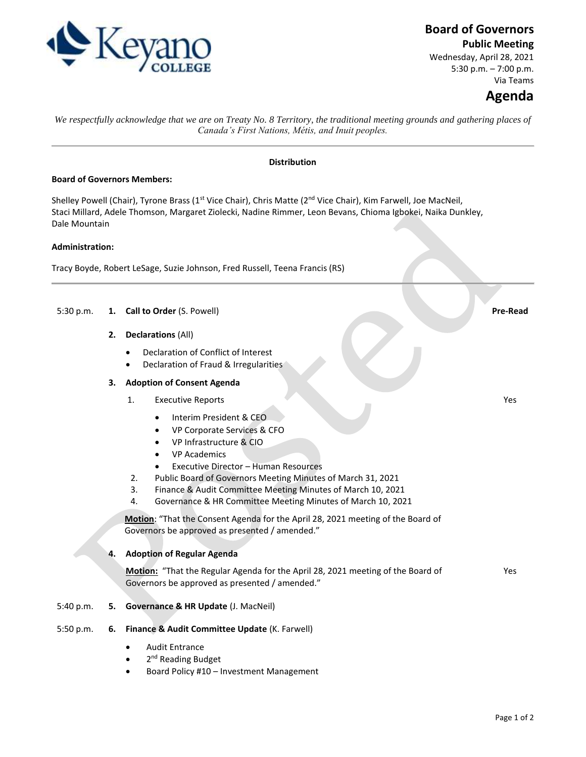# Board of Governors

**Public Meeting**

Wednesday, April 28, 2021

5:30 p.m. – 7:00 p.m.

Via Teams

# Agenda

*We respectfully acknowledge that we are on Treaty No. 8 Territory, the traditional meeting grounds and gathering places of Canada's First Nations, Métis, and Inuit peoples.*

---

**Distribution**

**Board of Governors Members:**

Shelley Powell (Chair), Tyrone Brass (1st Vice Chair), Chris Matte (2nd Vice Chair), Kim Farwell, Joe MacNeil, Staci Millard, Adele Thomson, Margaret Ziolecki, Nadine Rimmer, Leon Bevans, Chioma Igbokei, Naika Dunkley, Dale Mountain

**Administration:**

Tracy Boyde, Robert LeSage, Suzie Johnson, Fred Russell, Teena Francis (RS)

---

| Time | Item | Pre-Read |
|---|---|---|
| 5:30 p.m. | **1. Call to Order** (S. Powell) | |
| | **2. Declarations** (All)<br>• Declaration of Conflict of Interest<br>• Declaration of Fraud & Irregularities | |
| | **3. Adoption of Consent Agenda** | |
| | 1. Executive Reports<br>• Interim President & CEO<br>• VP Corporate Services & CFO<br>• VP Infrastructure & CIO<br>• VP Academics<br>• Executive Director – Human Resources | Yes |
| | 2. Public Board of Governors Meeting Minutes of March 31, 2021<br>3. Finance & Audit Committee Meeting Minutes of March 10, 2021<br>4. Governance & HR Committee Meeting Minutes of March 10, 2021 | |
| | **Motion**: "That the Consent Agenda for the April 28, 2021 meeting of the Board of Governors be approved as presented / amended." | |
| | **4. Adoption of Regular Agenda** | |
| | **Motion:** "That the Regular Agenda for the April 28, 2021 meeting of the Board of Governors be approved as presented / amended." | Yes |
| 5:40 p.m. | **5. Governance & HR Update** (J. MacNeil) | |
| 5:50 p.m. | **6. Finance & Audit Committee Update** (K. Farwell)<br>• Audit Entrance<br>• 2nd Reading Budget<br>• Board Policy #10 – Investment Management | |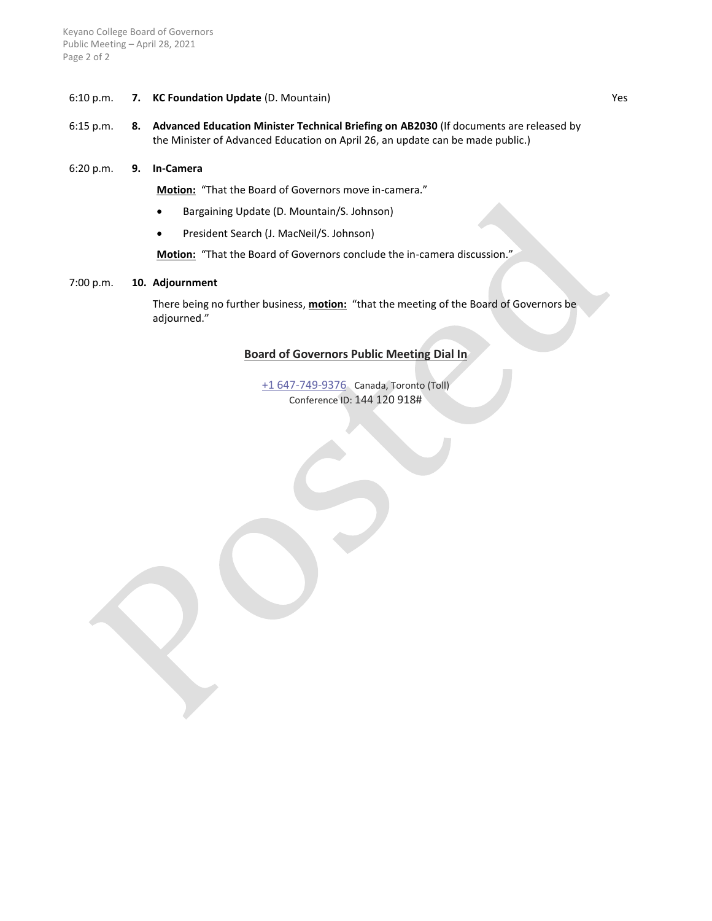6:10 p.m. **7. KC Foundation Update** (D. Mountain) Yes

6:15 p.m. **8. Advanced Education Minister Technical Briefing on AB2030** (If documents are released by the Minister of Advanced Education on April 26, an update can be made public.)

6:20 p.m. **9. In-Camera**

**Motion:** "That the Board of Governors move in-camera."

- Bargaining Update (D. Mountain/S. Johnson)
- President Search (J. MacNeil/S. Johnson)

**Motion:** "That the Board of Governors conclude the in-camera discussion."

7:00 p.m. **10. Adjournment**

There being no further business, **motion:** "that the meeting of the Board of Governors be adjourned."

## Board of Governors Public Meeting Dial In

+1 647-749-9376 Canada, Toronto (Toll)
Conference ID: 144 120 918#

Posted